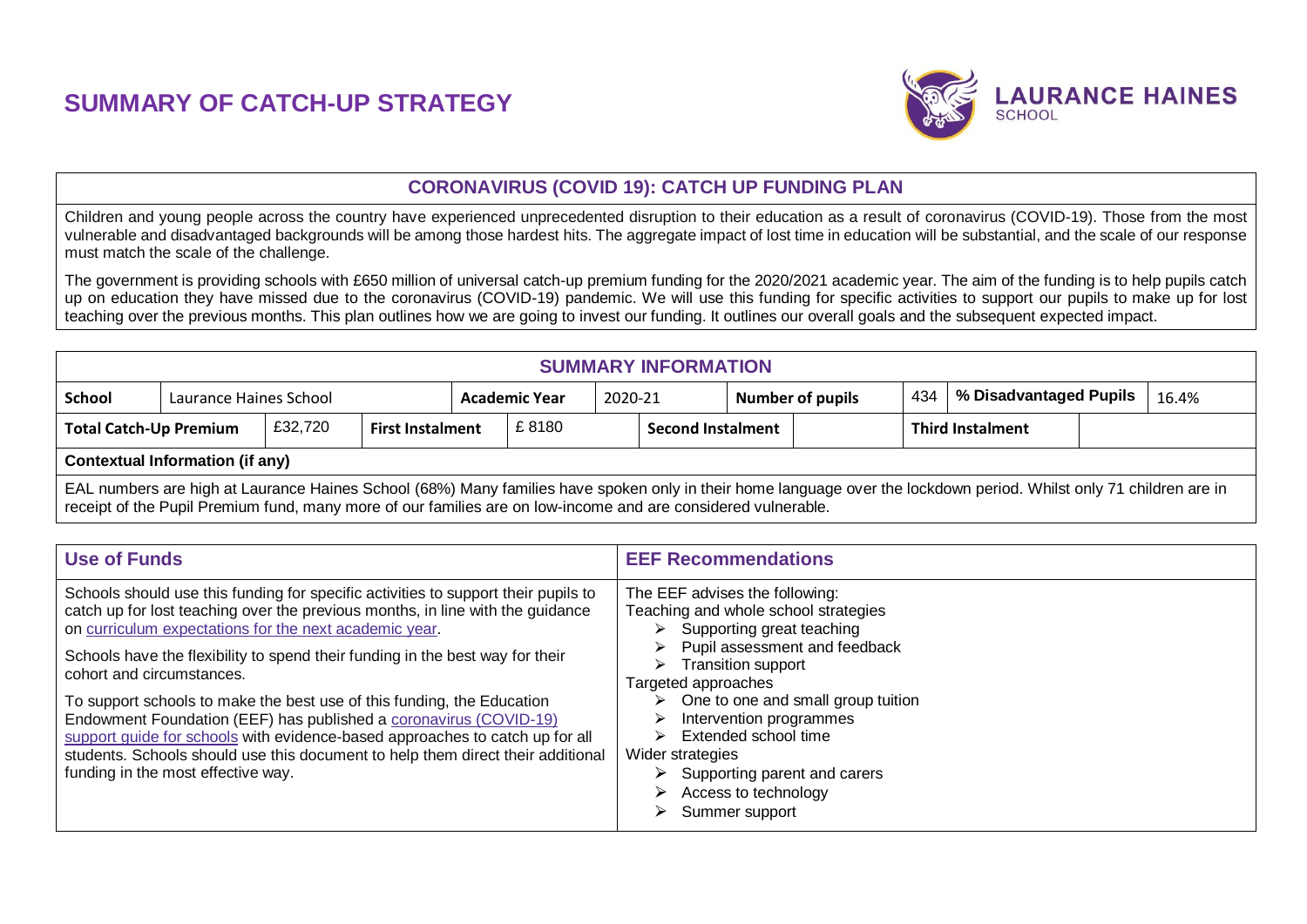# SUMMARY OF CATCH-UP STRATEGY

LAURANCE HAINES SCHOOL

## CORONAVIRUS (COVID 19): CATCH UP FUNDING PLAN

Children and young people across the country have experienced unprecedented disruption to their education as a result of coronavirus (COVID-19). Those from the most vulnerable and disadvantaged backgrounds will be among those hardest hits. The aggregate impact of lost time in education will be substantial, and the scale of our response must match the scale of the challenge.

The government is providing schools with £650 million of universal catch-up premium funding for the 2020/2021 academic year. The aim of the funding is to help pupils catch up on education they have missed due to the coronavirus (COVID-19) pandemic. We will use this funding for specific activities to support our pupils to make up for lost teaching over the previous months. This plan outlines how we are going to invest our funding. It outlines our overall goals and the subsequent expected impact.

## SUMMARY INFORMATION

| **School** | Laurance Haines School | **Academic Year** | 2020-21 | **Number of pupils** | 434 | **% Disadvantaged Pupils** | 16.4% |
|---|---|---|---|---|---|---|---|
| **Total Catch-Up Premium** | £32,720 | **First Instalment** | £ 8180 | **Second Instalment** | | **Third Instalment** | |

**Contextual Information (if any)**

EAL numbers are high at Laurance Haines School (68%) Many families have spoken only in their home language over the lockdown period. Whilst only 71 children are in receipt of the Pupil Premium fund, many more of our families are on low-income and are considered vulnerable.

| Use of Funds | EEF Recommendations |
|---|---|
| Schools should use this funding for specific activities to support their pupils to catch up for lost teaching over the previous months, in line with the guidance on curriculum expectations for the next academic year.<br><br>Schools have the flexibility to spend their funding in the best way for their cohort and circumstances.<br><br>To support schools to make the best use of this funding, the Education Endowment Foundation (EEF) has published a coronavirus (COVID-19) support guide for schools with evidence-based approaches to catch up for all students. Schools should use this document to help them direct their additional funding in the most effective way. | The EEF advises the following:<br>Teaching and whole school strategies<br>➢ Supporting great teaching<br>➢ Pupil assessment and feedback<br>➢ Transition support<br>Targeted approaches<br>➢ One to one and small group tuition<br>➢ Intervention programmes<br>➢ Extended school time<br>Wider strategies<br>➢ Supporting parent and carers<br>➢ Access to technology<br>➢ Summer support |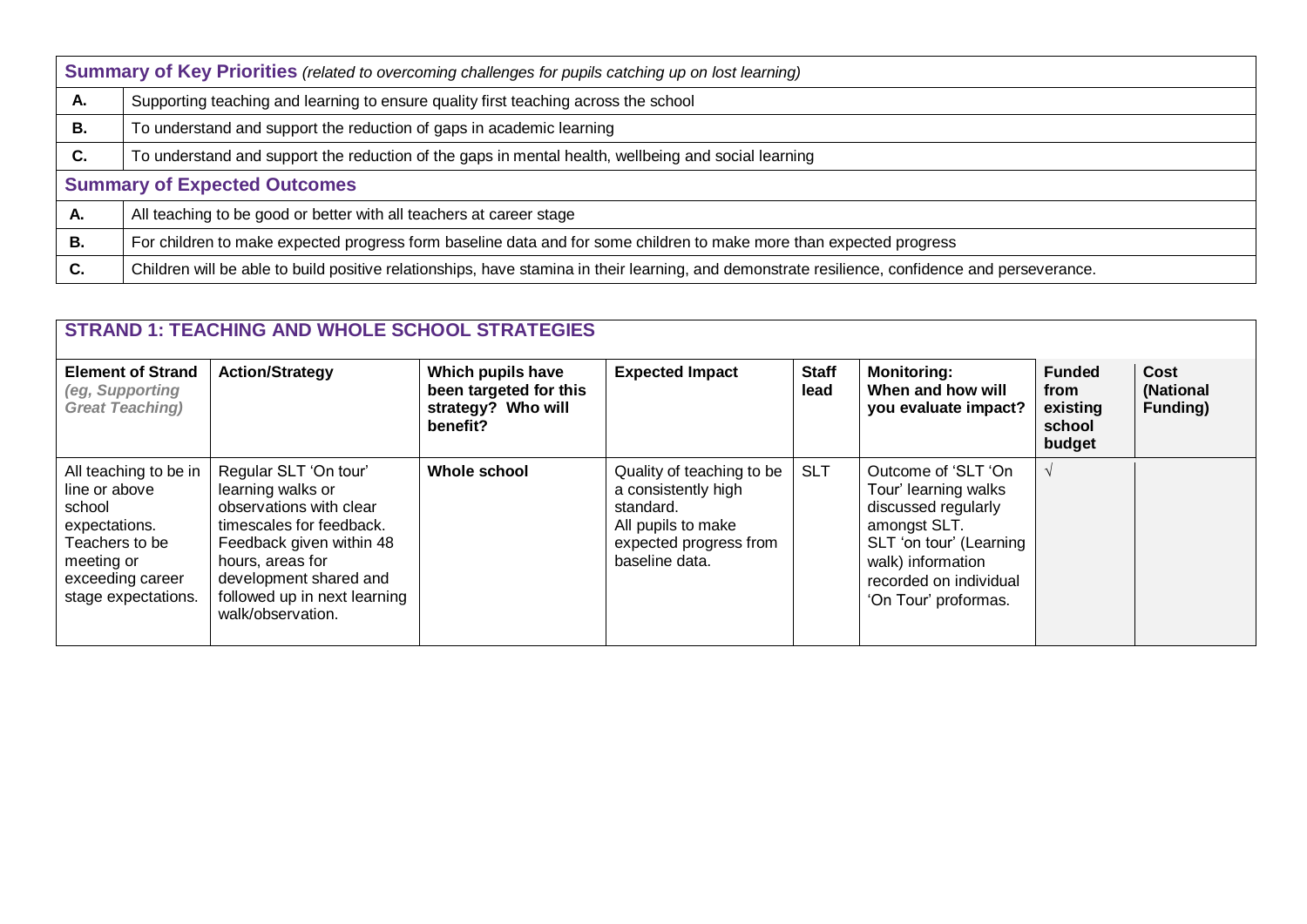| **Summary of Key Priorities** *(related to overcoming challenges for pupils catching up on lost learning)* | |
|---|---|
| **A.** | Supporting teaching and learning to ensure quality first teaching across the school |
| **B.** | To understand and support the reduction of gaps in academic learning |
| **C.** | To understand and support the reduction of the gaps in mental health, wellbeing and social learning |
| **Summary of Expected Outcomes** | |
| **A.** | All teaching to be good or better with all teachers at career stage |
| **B.** | For children to make expected progress form baseline data and for some children to make more than expected progress |
| **C.** | Children will be able to build positive relationships, have stamina in their learning, and demonstrate resilience, confidence and perseverance. |

## STRAND 1: TEACHING AND WHOLE SCHOOL STRATEGIES

| **Element of Strand** *(eg, Supporting Great Teaching)* | **Action/Strategy** | **Which pupils have been targeted for this strategy? Who will benefit?** | **Expected Impact** | **Staff lead** | **Monitoring: When and how will you evaluate impact?** | **Funded from existing school budget** | **Cost (National Funding)** |
|---|---|---|---|---|---|---|---|
| All teaching to be in line or above school expectations. Teachers to be meeting or exceeding career stage expectations. | Regular SLT 'On tour' learning walks or observations with clear timescales for feedback. Feedback given within 48 hours, areas for development shared and followed up in next learning walk/observation. | **Whole school** | Quality of teaching to be a consistently high standard. All pupils to make expected progress from baseline data. | SLT | Outcome of 'SLT 'On Tour' learning walks discussed regularly amongst SLT. SLT 'on tour' (Learning walk) information recorded on individual 'On Tour' proformas. | √ | |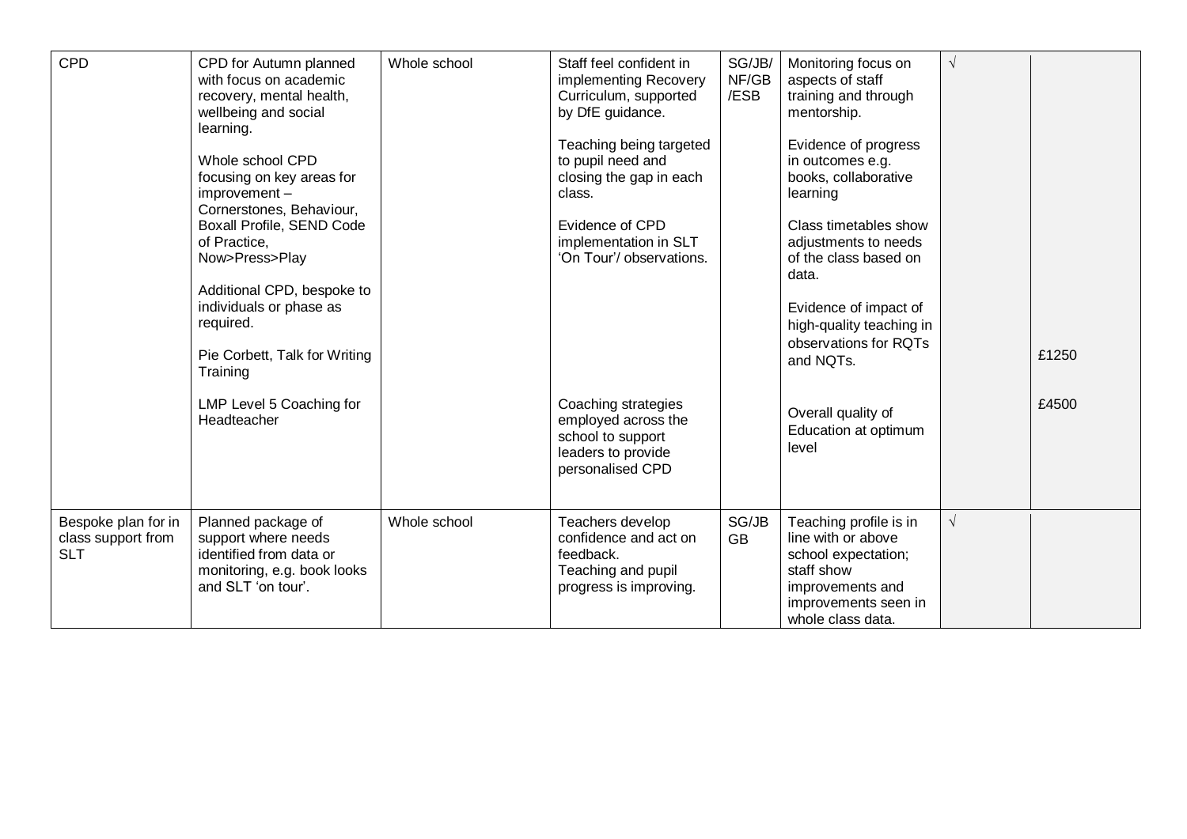| CPD | CPD for Autumn planned with focus on academic recovery, mental health, wellbeing and social learning.<br><br>Whole school CPD focusing on key areas for improvement – Cornerstones, Behaviour, Boxall Profile, SEND Code of Practice, Now>Press>Play<br><br>Additional CPD, bespoke to individuals or phase as required.<br><br>Pie Corbett, Talk for Writing Training<br><br>LMP Level 5 Coaching for Headteacher | Whole school | Staff feel confident in implementing Recovery Curriculum, supported by DfE guidance.<br><br>Teaching being targeted to pupil need and closing the gap in each class.<br><br>Evidence of CPD implementation in SLT 'On Tour'/ observations.<br><br>Coaching strategies employed across the school to support leaders to provide personalised CPD | SG/JB/NF/GB/ESB | Monitoring focus on aspects of staff training and through mentorship.<br><br>Evidence of progress in outcomes e.g. books, collaborative learning<br><br>Class timetables show adjustments to needs of the class based on data.<br><br>Evidence of impact of high-quality teaching in observations for RQTs and NQTs.<br><br>Overall quality of Education at optimum level | √ | £1250<br><br>£4500 |
|---|---|---|---|---|---|---|---|
| Bespoke plan for in class support from SLT | Planned package of support where needs identified from data or monitoring, e.g. book looks and SLT 'on tour'. | Whole school | Teachers develop confidence and act on feedback.<br>Teaching and pupil progress is improving. | SG/JB GB | Teaching profile is in line with or above school expectation; staff show improvements and improvements seen in whole class data. | √ | |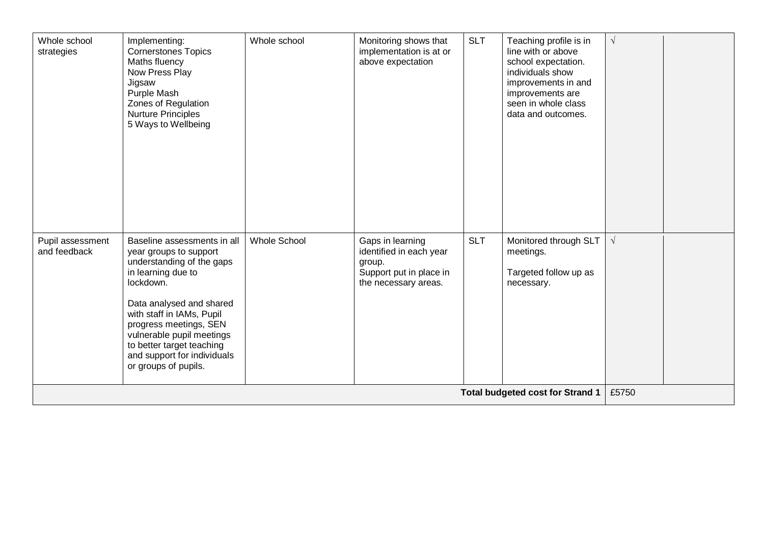| | | | | | | | |
|---|---|---|---|---|---|---|---|
| Whole school strategies | Implementing:<br>Cornerstones Topics<br>Maths fluency<br>Now Press Play<br>Jigsaw<br>Purple Mash<br>Zones of Regulation<br>Nurture Principles<br>5 Ways to Wellbeing | Whole school | Monitoring shows that implementation is at or above expectation | SLT | Teaching profile is in line with or above school expectation. individuals show improvements in and improvements are seen in whole class data and outcomes. | √ | |
| Pupil assessment and feedback | Baseline assessments in all year groups to support understanding of the gaps in learning due to lockdown.<br><br>Data analysed and shared with staff in IAMs, Pupil progress meetings, SEN vulnerable pupil meetings to better target teaching and support for individuals or groups of pupils. | Whole School | Gaps in learning identified in each year group.<br>Support put in place in the necessary areas. | SLT | Monitored through SLT meetings.<br><br>Targeted follow up as necessary. | √ | |
| | | | | | **Total budgeted cost for Strand 1** | £5750 | |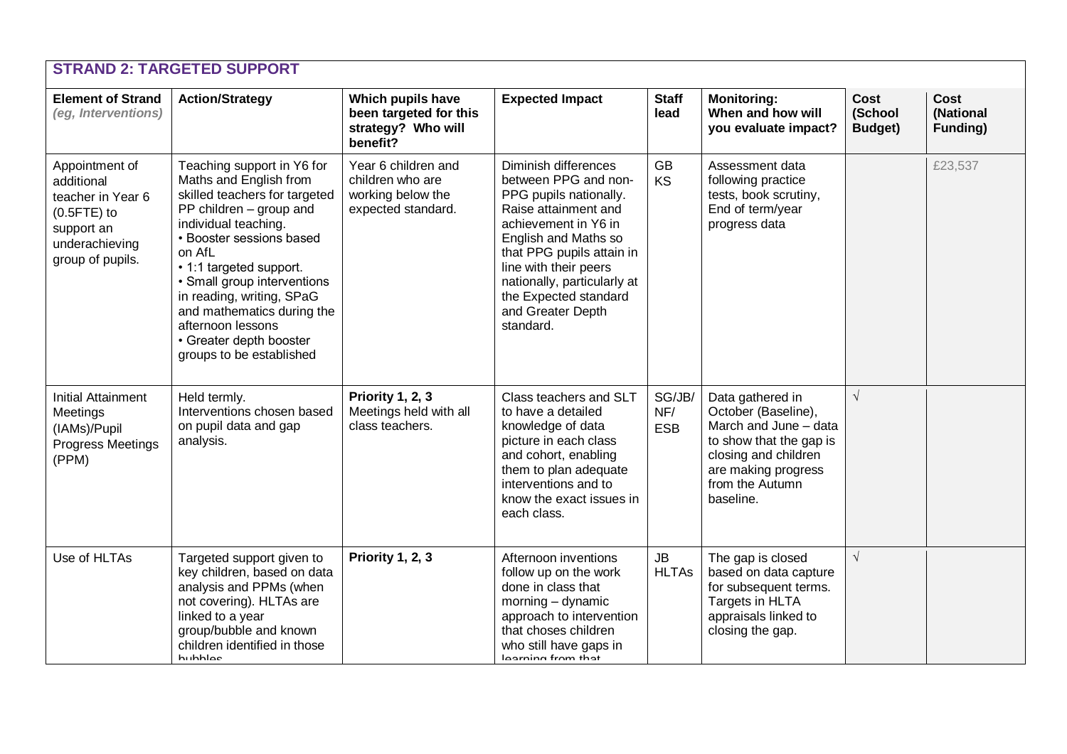## STRAND 2: TARGETED SUPPORT

| Element of Strand *(eg, Interventions)* | Action/Strategy | Which pupils have been targeted for this strategy? Who will benefit? | Expected Impact | Staff lead | Monitoring: When and how will you evaluate impact? | Cost (School Budget) | Cost (National Funding) |
|---|---|---|---|---|---|---|---|
| Appointment of additional teacher in Year 6 (0.5FTE) to support an underachieving group of pupils. | Teaching support in Y6 for Maths and English from skilled teachers for targeted PP children – group and individual teaching.<br>• Booster sessions based on AfL<br>• 1:1 targeted support.<br>• Small group interventions in reading, writing, SPaG and mathematics during the afternoon lessons<br>• Greater depth booster groups to be established | Year 6 children and children who are working below the expected standard. | Diminish differences between PPG and non-PPG pupils nationally. Raise attainment and achievement in Y6 in English and Maths so that PPG pupils attain in line with their peers nationally, particularly at the Expected standard and Greater Depth standard. | GB<br>KS | Assessment data following practice tests, book scrutiny, End of term/year progress data | | £23,537 |
| Initial Attainment Meetings (IAMs)/Pupil Progress Meetings (PPM) | Held termly.<br>Interventions chosen based on pupil data and gap analysis. | **Priority 1, 2, 3**<br>Meetings held with all class teachers. | Class teachers and SLT to have a detailed knowledge of data picture in each class and cohort, enabling them to plan adequate interventions and to know the exact issues in each class. | SG/JB/<br>NF/<br>ESB | Data gathered in October (Baseline), March and June – data to show that the gap is closing and children are making progress from the Autumn baseline. | √ | |
| Use of HLTAs | Targeted support given to key children, based on data analysis and PPMs (when not covering). HLTAs are linked to a year group/bubble and known children identified in those bubbles | **Priority 1, 2, 3** | Afternoon inventions follow up on the work done in class that morning – dynamic approach to intervention that choses children who still have gaps in learning from that | JB<br>HLTAs | The gap is closed based on data capture for subsequent terms. Targets in HLTA appraisals linked to closing the gap. | √ | |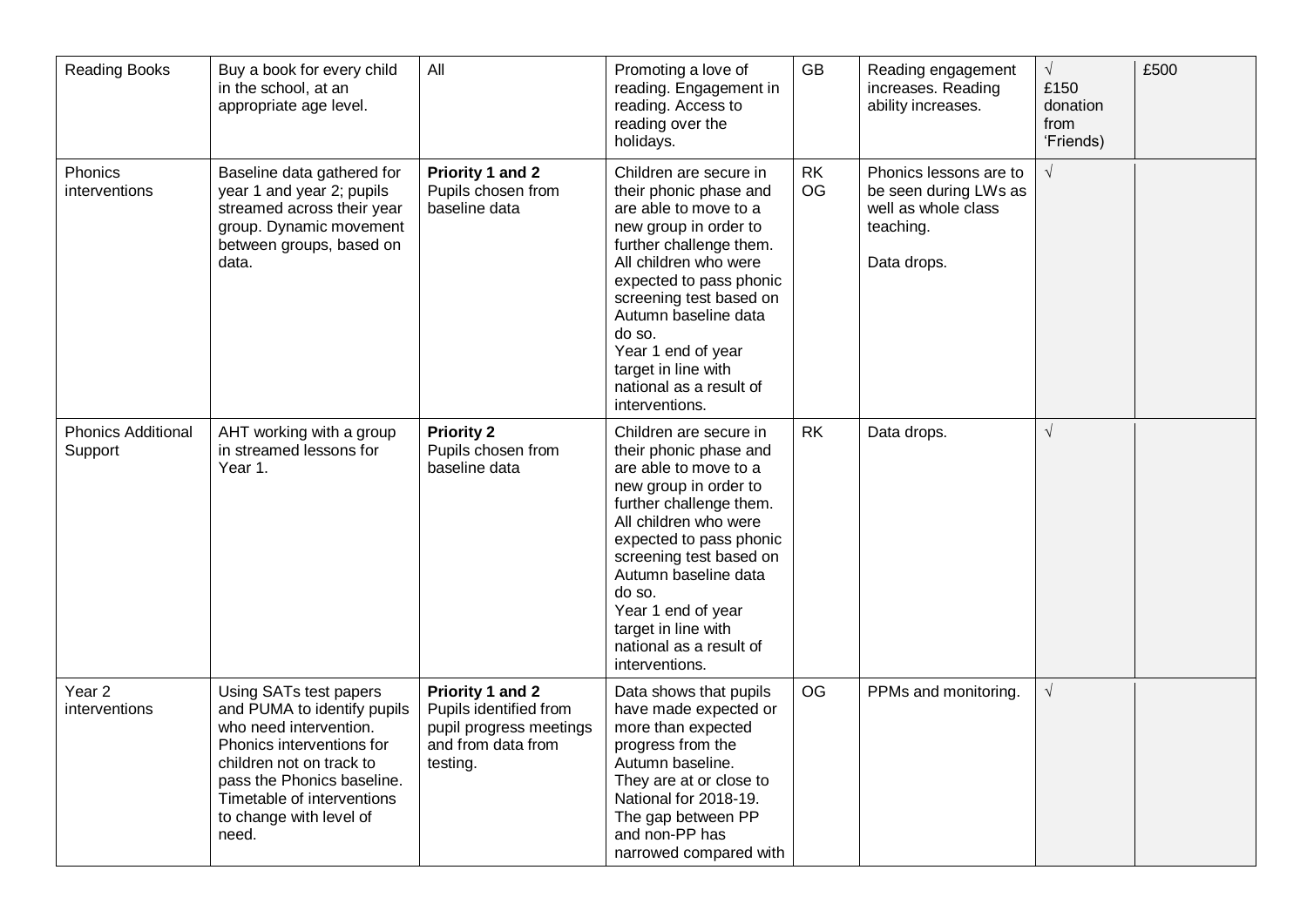| | | | | | | | |
|---|---|---|---|---|---|---|---|
| Reading Books | Buy a book for every child in the school, at an appropriate age level. | All | Promoting a love of reading. Engagement in reading. Access to reading over the holidays. | GB | Reading engagement increases. Reading ability increases. | √ £150 donation from 'Friends) | £500 |
| Phonics interventions | Baseline data gathered for year 1 and year 2; pupils streamed across their year group. Dynamic movement between groups, based on data. | **Priority 1 and 2** Pupils chosen from baseline data | Children are secure in their phonic phase and are able to move to a new group in order to further challenge them. All children who were expected to pass phonic screening test based on Autumn baseline data do so. Year 1 end of year target in line with national as a result of interventions. | RK OG | Phonics lessons are to be seen during LWs as well as whole class teaching. Data drops. | √ | |
| Phonics Additional Support | AHT working with a group in streamed lessons for Year 1. | **Priority 2** Pupils chosen from baseline data | Children are secure in their phonic phase and are able to move to a new group in order to further challenge them. All children who were expected to pass phonic screening test based on Autumn baseline data do so. Year 1 end of year target in line with national as a result of interventions. | RK | Data drops. | √ | |
| Year 2 interventions | Using SATs test papers and PUMA to identify pupils who need intervention. Phonics interventions for children not on track to pass the Phonics baseline. Timetable of interventions to change with level of need. | **Priority 1 and 2** Pupils identified from pupil progress meetings and from data from testing. | Data shows that pupils have made expected or more than expected progress from the Autumn baseline. They are at or close to National for 2018-19. The gap between PP and non-PP has narrowed compared with | OG | PPMs and monitoring. | √ | |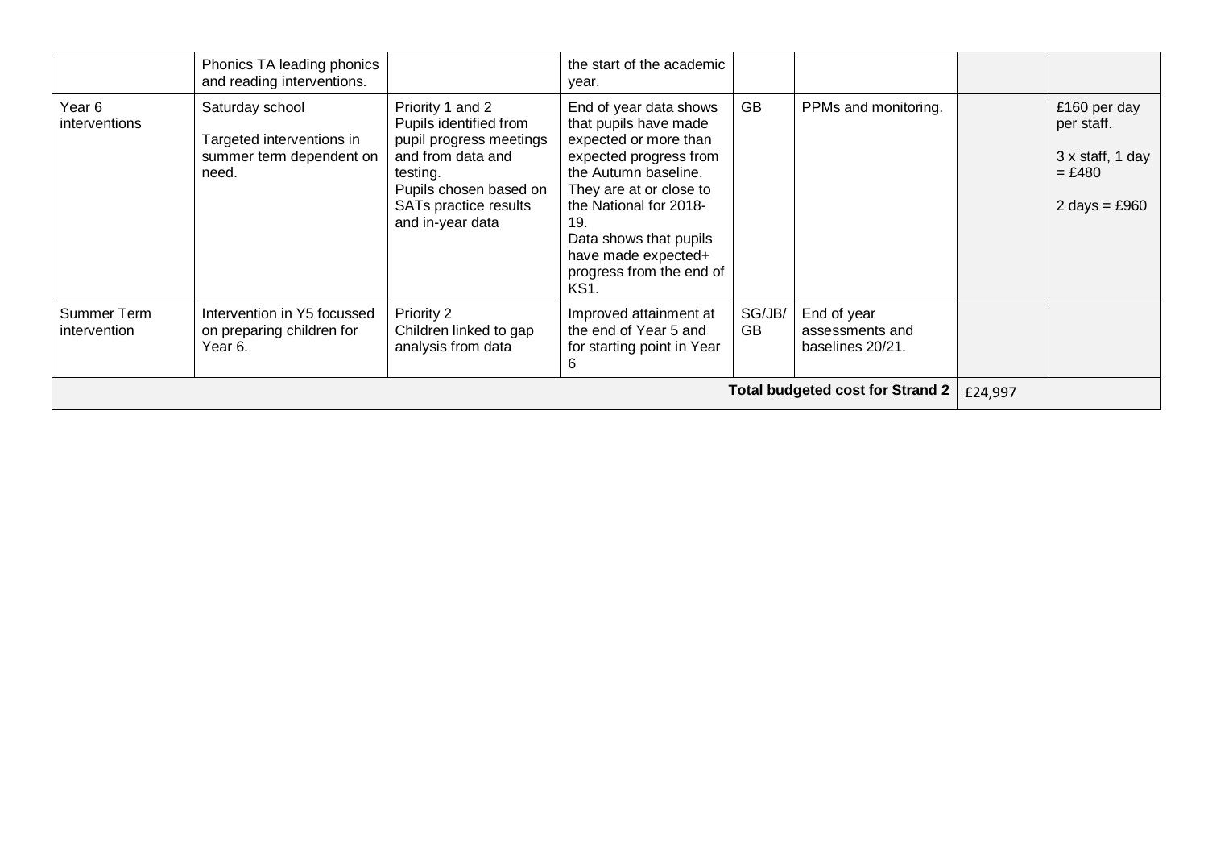|  |  |  |  |  |  |  |  |
|---|---|---|---|---|---|---|---|
|  | Phonics TA leading phonics and reading interventions. |  | the start of the academic year. |  |  |  |  |
| Year 6 interventions | Saturday school<br><br>Targeted interventions in summer term dependent on need. | Priority 1 and 2<br>Pupils identified from pupil progress meetings and from data and testing.<br>Pupils chosen based on SATs practice results and in-year data | End of year data shows that pupils have made expected or more than expected progress from the Autumn baseline. They are at or close to the National for 2018-19.<br>Data shows that pupils have made expected+ progress from the end of KS1. | GB | PPMs and monitoring. |  | £160 per day per staff.<br><br>3 x staff, 1 day = £480<br><br>2 days = £960 |
| Summer Term intervention | Intervention in Y5 focussed on preparing children for Year 6. | Priority 2<br>Children linked to gap analysis from data | Improved attainment at the end of Year 5 and for starting point in Year 6 | SG/JB/GB | End of year assessments and baselines 20/21. |  |  |
|  |  |  |  |  | **Total budgeted cost for Strand 2** | £24,997 |  |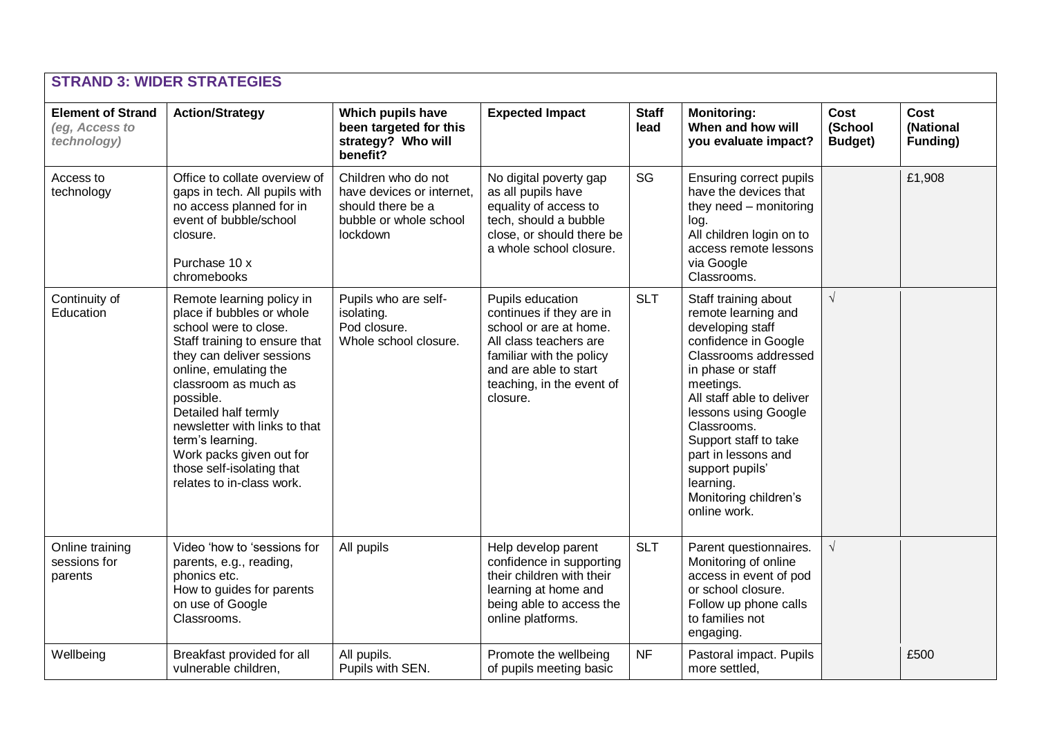| **STRAND 3: WIDER STRATEGIES** | | | | | | | |
|---|---|---|---|---|---|---|---|
| **Element of Strand** *(eg, Access to technology)* | **Action/Strategy** | **Which pupils have been targeted for this strategy? Who will benefit?** | **Expected Impact** | **Staff lead** | **Monitoring: When and how will you evaluate impact?** | **Cost (School Budget)** | **Cost (National Funding)** |
| Access to technology | Office to collate overview of gaps in tech. All pupils with no access planned for in event of bubble/school closure.<br><br>Purchase 10 x chromebooks | Children who do not have devices or internet, should there be a bubble or whole school lockdown | No digital poverty gap as all pupils have equality of access to tech, should a bubble close, or should there be a whole school closure. | SG | Ensuring correct pupils have the devices that they need – monitoring log.<br>All children login on to access remote lessons via Google Classrooms. | | £1,908 |
| Continuity of Education | Remote learning policy in place if bubbles or whole school were to close.<br>Staff training to ensure that they can deliver sessions online, emulating the classroom as much as possible.<br>Detailed half termly newsletter with links to that term's learning.<br>Work packs given out for those self-isolating that relates to in-class work. | Pupils who are self-isolating.<br>Pod closure.<br>Whole school closure. | Pupils education continues if they are in school or are at home.<br>All class teachers are familiar with the policy and are able to start teaching, in the event of closure. | SLT | Staff training about remote learning and developing staff confidence in Google Classrooms addressed in phase or staff meetings.<br>All staff able to deliver lessons using Google Classrooms.<br>Support staff to take part in lessons and support pupils' learning.<br>Monitoring children's online work. | √ | |
| Online training sessions for parents | Video 'how to 'sessions for parents, e.g., reading, phonics etc.<br>How to guides for parents on use of Google Classrooms. | All pupils | Help develop parent confidence in supporting their children with their learning at home and being able to access the online platforms. | SLT | Parent questionnaires.<br>Monitoring of online access in event of pod or school closure.<br>Follow up phone calls to families not engaging. | √ | |
| Wellbeing | Breakfast provided for all vulnerable children, | All pupils.<br>Pupils with SEN. | Promote the wellbeing of pupils meeting basic | NF | Pastoral impact. Pupils more settled, | | £500 |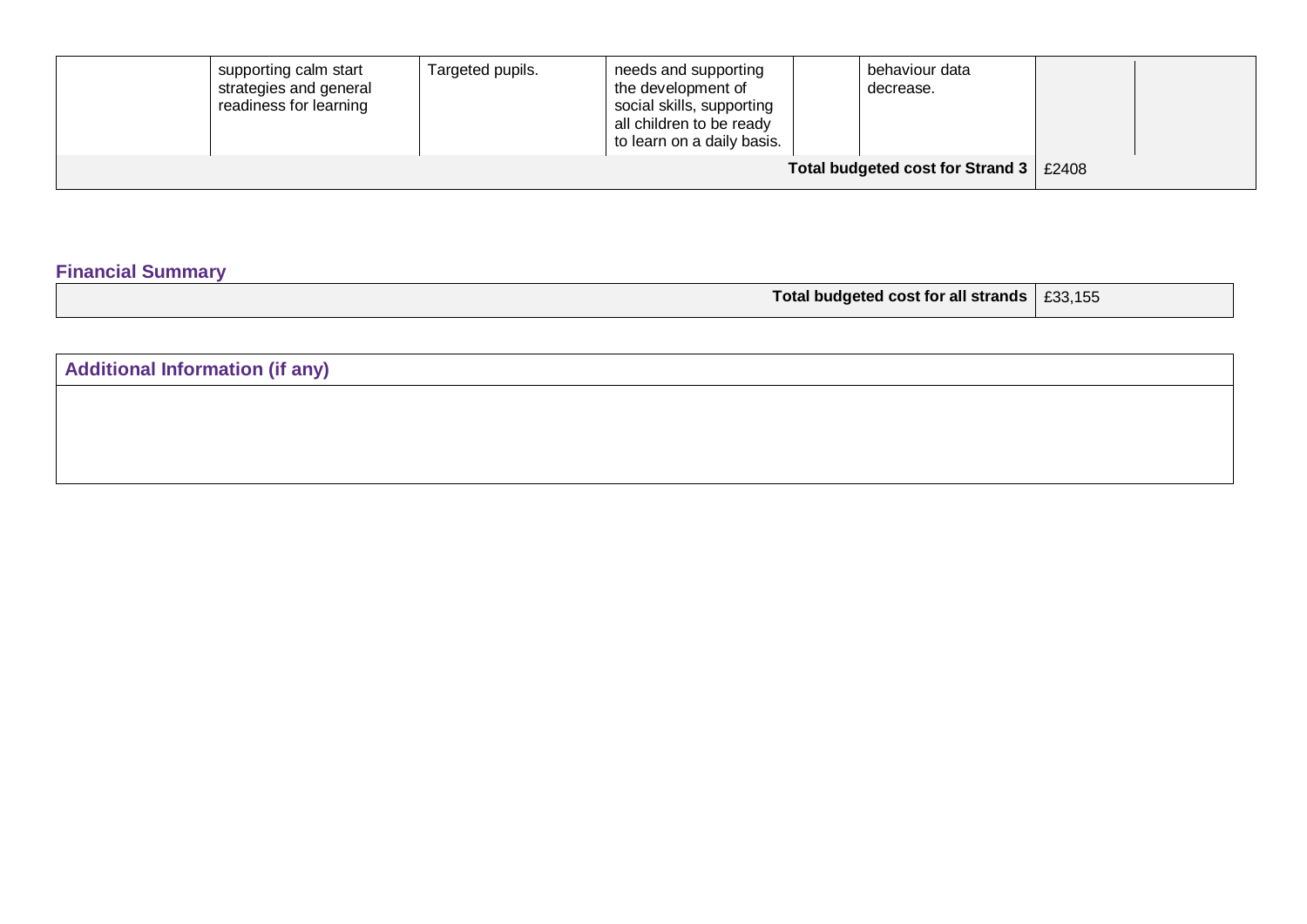| | | | | | | | |
|---|---|---|---|---|---|---|---|
| | supporting calm start strategies and general readiness for learning | Targeted pupils. | needs and supporting the development of social skills, supporting all children to be ready to learn on a daily basis. | | behaviour data decrease. | | |
| | | | | | **Total budgeted cost for Strand 3** | £2408 | |

## Financial Summary

| | |
|---|---|
| **Total budgeted cost for all strands** | £33,155 |

| **Additional Information (if any)** |
|---|
| |